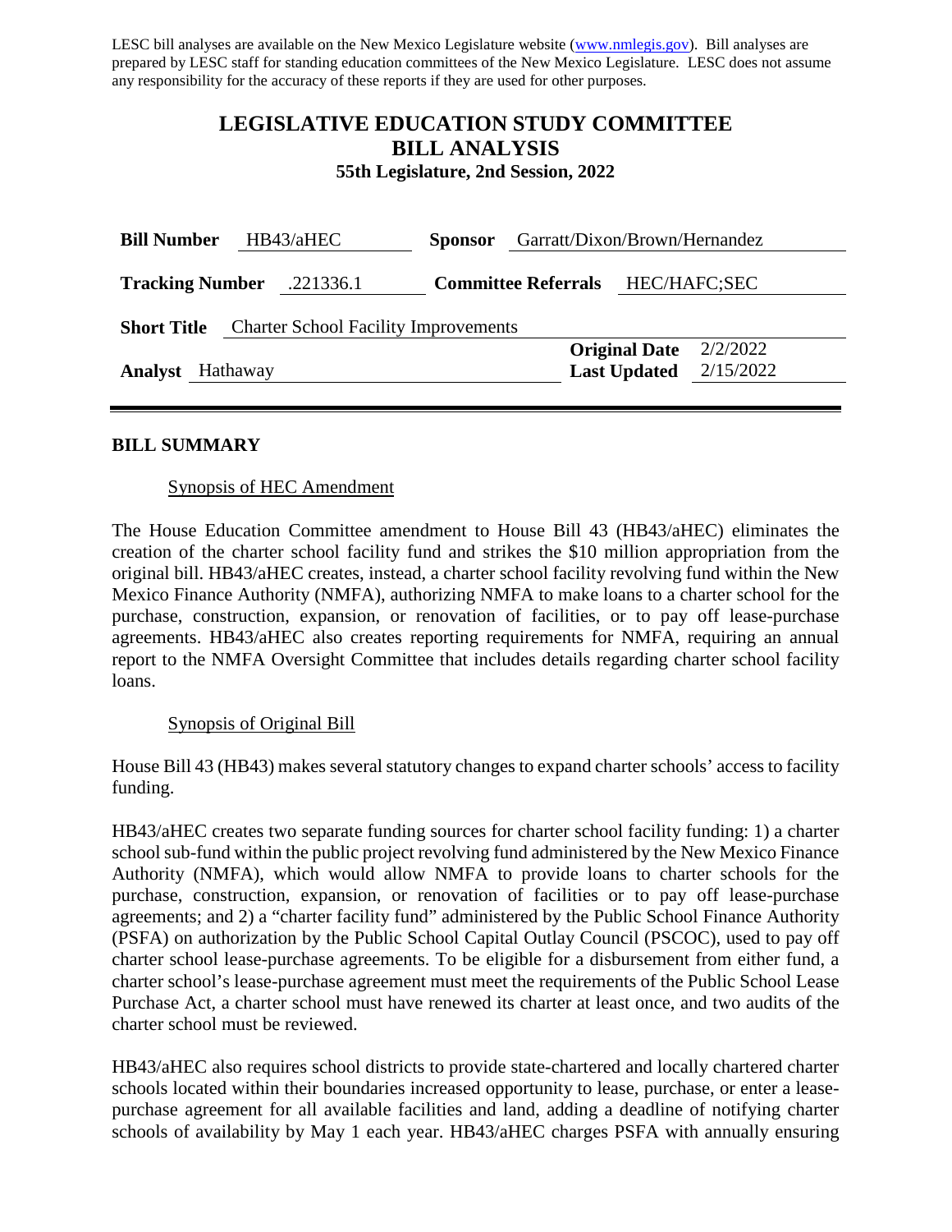LESC bill analyses are available on the New Mexico Legislature website (www.nmlegis.gov). Bill analyses are prepared by LESC staff for standing education committees of the New Mexico Legislature. LESC does not assume any responsibility for the accuracy of these reports if they are used for other purposes.

# LEGISLATIVE EDUCATION STUDY COMMITTEE BILL ANALYSIS

**55th Legislature, 2nd Session, 2022**

**Bill Number** HB43/aHEC **Sponsor** Garratt/Dixon/Brown/Hernandez

**Tracking Number** .221336.1 **Committee Referrals** HEC/HAFC;SEC

**Short Title** Charter School Facility Improvements

**Analyst** Hathaway **Original Date** 2/2/2022 **Last Updated** 2/15/2022

## BILL SUMMARY

### Synopsis of HEC Amendment

The House Education Committee amendment to House Bill 43 (HB43/aHEC) eliminates the creation of the charter school facility fund and strikes the $10 million appropriation from the original bill. HB43/aHEC creates, instead, a charter school facility revolving fund within the New Mexico Finance Authority (NMFA), authorizing NMFA to make loans to a charter school for the purchase, construction, expansion, or renovation of facilities, or to pay off lease-purchase agreements. HB43/aHEC also creates reporting requirements for NMFA, requiring an annual report to the NMFA Oversight Committee that includes details regarding charter school facility loans.

### Synopsis of Original Bill

House Bill 43 (HB43) makes several statutory changes to expand charter schools' access to facility funding.

HB43/aHEC creates two separate funding sources for charter school facility funding: 1) a charter school sub-fund within the public project revolving fund administered by the New Mexico Finance Authority (NMFA), which would allow NMFA to provide loans to charter schools for the purchase, construction, expansion, or renovation of facilities or to pay off lease-purchase agreements; and 2) a "charter facility fund" administered by the Public School Finance Authority (PSFA) on authorization by the Public School Capital Outlay Council (PSCOC), used to pay off charter school lease-purchase agreements. To be eligible for a disbursement from either fund, a charter school's lease-purchase agreement must meet the requirements of the Public School Lease Purchase Act, a charter school must have renewed its charter at least once, and two audits of the charter school must be reviewed.

HB43/aHEC also requires school districts to provide state-chartered and locally chartered charter schools located within their boundaries increased opportunity to lease, purchase, or enter a lease-purchase agreement for all available facilities and land, adding a deadline of notifying charter schools of availability by May 1 each year. HB43/aHEC charges PSFA with annually ensuring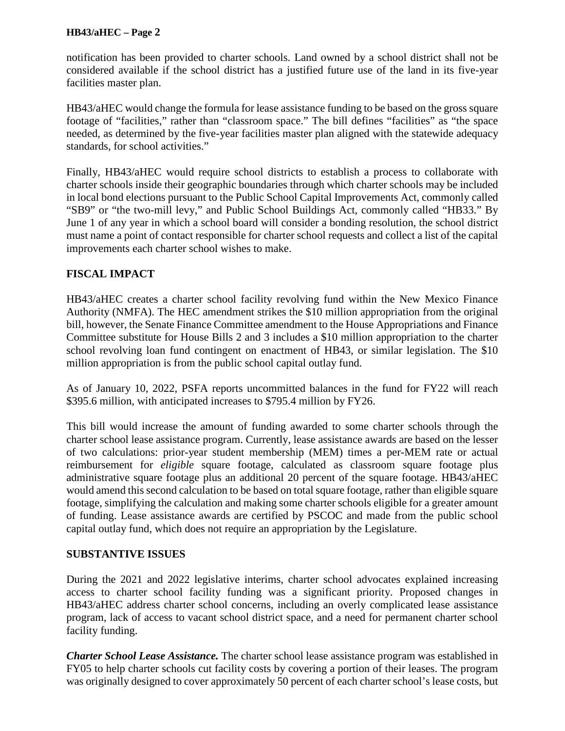notification has been provided to charter schools. Land owned by a school district shall not be considered available if the school district has a justified future use of the land in its five-year facilities master plan.

HB43/aHEC would change the formula for lease assistance funding to be based on the gross square footage of "facilities," rather than "classroom space." The bill defines "facilities" as "the space needed, as determined by the five-year facilities master plan aligned with the statewide adequacy standards, for school activities."

Finally, HB43/aHEC would require school districts to establish a process to collaborate with charter schools inside their geographic boundaries through which charter schools may be included in local bond elections pursuant to the Public School Capital Improvements Act, commonly called "SB9" or "the two-mill levy," and Public School Buildings Act, commonly called "HB33." By June 1 of any year in which a school board will consider a bonding resolution, the school district must name a point of contact responsible for charter school requests and collect a list of the capital improvements each charter school wishes to make.

## FISCAL IMPACT

HB43/aHEC creates a charter school facility revolving fund within the New Mexico Finance Authority (NMFA). The HEC amendment strikes the $10 million appropriation from the original bill, however, the Senate Finance Committee amendment to the House Appropriations and Finance Committee substitute for House Bills 2 and 3 includes a $10 million appropriation to the charter school revolving loan fund contingent on enactment of HB43, or similar legislation. The $10 million appropriation is from the public school capital outlay fund.

As of January 10, 2022, PSFA reports uncommitted balances in the fund for FY22 will reach $395.6 million, with anticipated increases to $795.4 million by FY26.

This bill would increase the amount of funding awarded to some charter schools through the charter school lease assistance program. Currently, lease assistance awards are based on the lesser of two calculations: prior-year student membership (MEM) times a per-MEM rate or actual reimbursement for *eligible* square footage, calculated as classroom square footage plus administrative square footage plus an additional 20 percent of the square footage. HB43/aHEC would amend this second calculation to be based on total square footage, rather than eligible square footage, simplifying the calculation and making some charter schools eligible for a greater amount of funding. Lease assistance awards are certified by PSCOC and made from the public school capital outlay fund, which does not require an appropriation by the Legislature.

## SUBSTANTIVE ISSUES

During the 2021 and 2022 legislative interims, charter school advocates explained increasing access to charter school facility funding was a significant priority. Proposed changes in HB43/aHEC address charter school concerns, including an overly complicated lease assistance program, lack of access to vacant school district space, and a need for permanent charter school facility funding.

***Charter School Lease Assistance.*** The charter school lease assistance program was established in FY05 to help charter schools cut facility costs by covering a portion of their leases. The program was originally designed to cover approximately 50 percent of each charter school's lease costs, but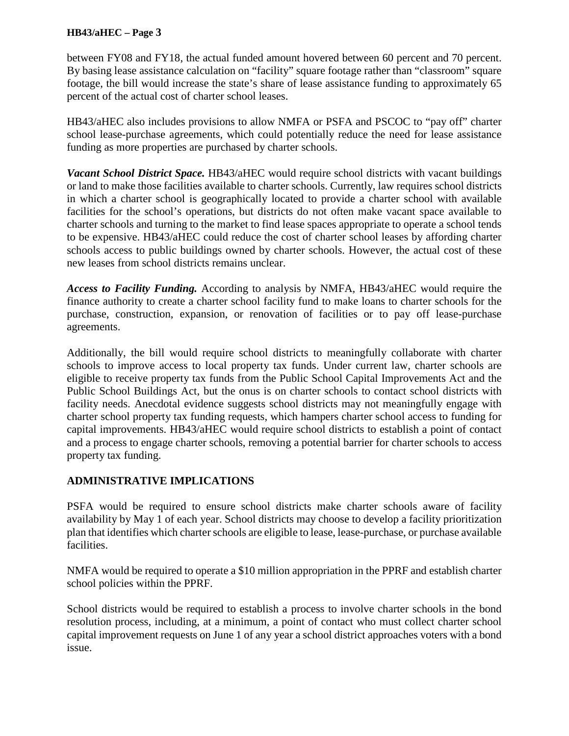between FY08 and FY18, the actual funded amount hovered between 60 percent and 70 percent. By basing lease assistance calculation on "facility" square footage rather than "classroom" square footage, the bill would increase the state's share of lease assistance funding to approximately 65 percent of the actual cost of charter school leases.

HB43/aHEC also includes provisions to allow NMFA or PSFA and PSCOC to "pay off" charter school lease-purchase agreements, which could potentially reduce the need for lease assistance funding as more properties are purchased by charter schools.

***Vacant School District Space.*** HB43/aHEC would require school districts with vacant buildings or land to make those facilities available to charter schools. Currently, law requires school districts in which a charter school is geographically located to provide a charter school with available facilities for the school's operations, but districts do not often make vacant space available to charter schools and turning to the market to find lease spaces appropriate to operate a school tends to be expensive. HB43/aHEC could reduce the cost of charter school leases by affording charter schools access to public buildings owned by charter schools. However, the actual cost of these new leases from school districts remains unclear.

***Access to Facility Funding.*** According to analysis by NMFA, HB43/aHEC would require the finance authority to create a charter school facility fund to make loans to charter schools for the purchase, construction, expansion, or renovation of facilities or to pay off lease-purchase agreements.

Additionally, the bill would require school districts to meaningfully collaborate with charter schools to improve access to local property tax funds. Under current law, charter schools are eligible to receive property tax funds from the Public School Capital Improvements Act and the Public School Buildings Act, but the onus is on charter schools to contact school districts with facility needs. Anecdotal evidence suggests school districts may not meaningfully engage with charter school property tax funding requests, which hampers charter school access to funding for capital improvements. HB43/aHEC would require school districts to establish a point of contact and a process to engage charter schools, removing a potential barrier for charter schools to access property tax funding.

## ADMINISTRATIVE IMPLICATIONS

PSFA would be required to ensure school districts make charter schools aware of facility availability by May 1 of each year. School districts may choose to develop a facility prioritization plan that identifies which charter schools are eligible to lease, lease-purchase, or purchase available facilities.

NMFA would be required to operate a $10 million appropriation in the PPRF and establish charter school policies within the PPRF.

School districts would be required to establish a process to involve charter schools in the bond resolution process, including, at a minimum, a point of contact who must collect charter school capital improvement requests on June 1 of any year a school district approaches voters with a bond issue.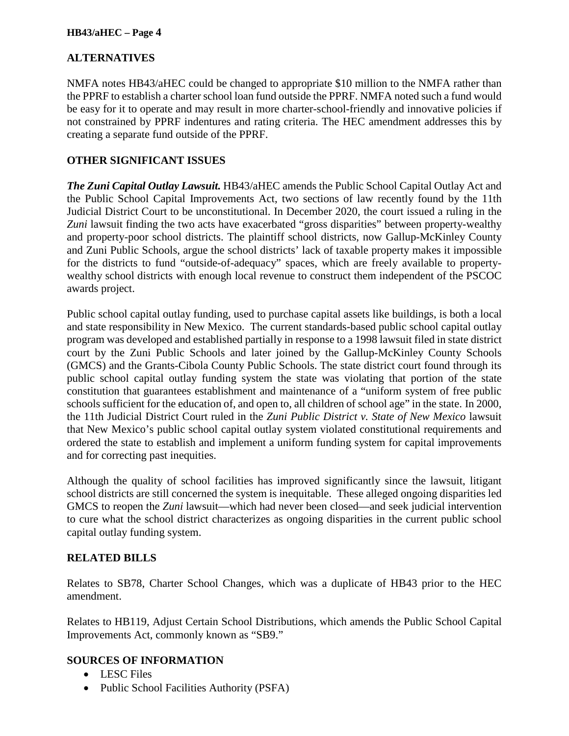## ALTERNATIVES

NMFA notes HB43/aHEC could be changed to appropriate $10 million to the NMFA rather than the PPRF to establish a charter school loan fund outside the PPRF. NMFA noted such a fund would be easy for it to operate and may result in more charter-school-friendly and innovative policies if not constrained by PPRF indentures and rating criteria. The HEC amendment addresses this by creating a separate fund outside of the PPRF.

## OTHER SIGNIFICANT ISSUES

***The Zuni Capital Outlay Lawsuit.*** HB43/aHEC amends the Public School Capital Outlay Act and the Public School Capital Improvements Act, two sections of law recently found by the 11th Judicial District Court to be unconstitutional. In December 2020, the court issued a ruling in the *Zuni* lawsuit finding the two acts have exacerbated "gross disparities" between property-wealthy and property-poor school districts. The plaintiff school districts, now Gallup-McKinley County and Zuni Public Schools, argue the school districts' lack of taxable property makes it impossible for the districts to fund "outside-of-adequacy" spaces, which are freely available to property-wealthy school districts with enough local revenue to construct them independent of the PSCOC awards project.

Public school capital outlay funding, used to purchase capital assets like buildings, is both a local and state responsibility in New Mexico. The current standards-based public school capital outlay program was developed and established partially in response to a 1998 lawsuit filed in state district court by the Zuni Public Schools and later joined by the Gallup-McKinley County Schools (GMCS) and the Grants-Cibola County Public Schools. The state district court found through its public school capital outlay funding system the state was violating that portion of the state constitution that guarantees establishment and maintenance of a "uniform system of free public schools sufficient for the education of, and open to, all children of school age" in the state. In 2000, the 11th Judicial District Court ruled in the *Zuni Public District v. State of New Mexico* lawsuit that New Mexico's public school capital outlay system violated constitutional requirements and ordered the state to establish and implement a uniform funding system for capital improvements and for correcting past inequities.

Although the quality of school facilities has improved significantly since the lawsuit, litigant school districts are still concerned the system is inequitable. These alleged ongoing disparities led GMCS to reopen the *Zuni* lawsuit—which had never been closed—and seek judicial intervention to cure what the school district characterizes as ongoing disparities in the current public school capital outlay funding system.

## RELATED BILLS

Relates to SB78, Charter School Changes, which was a duplicate of HB43 prior to the HEC amendment.

Relates to HB119, Adjust Certain School Distributions, which amends the Public School Capital Improvements Act, commonly known as "SB9."

## SOURCES OF INFORMATION

- LESC Files
- Public School Facilities Authority (PSFA)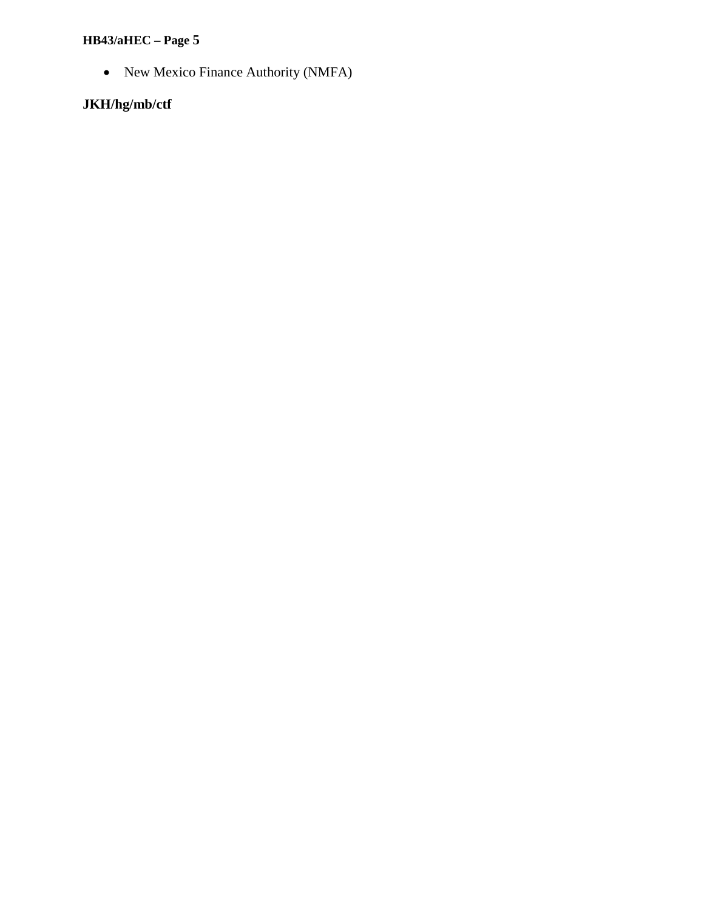- New Mexico Finance Authority (NMFA)

**JKH/hg/mb/ctf**